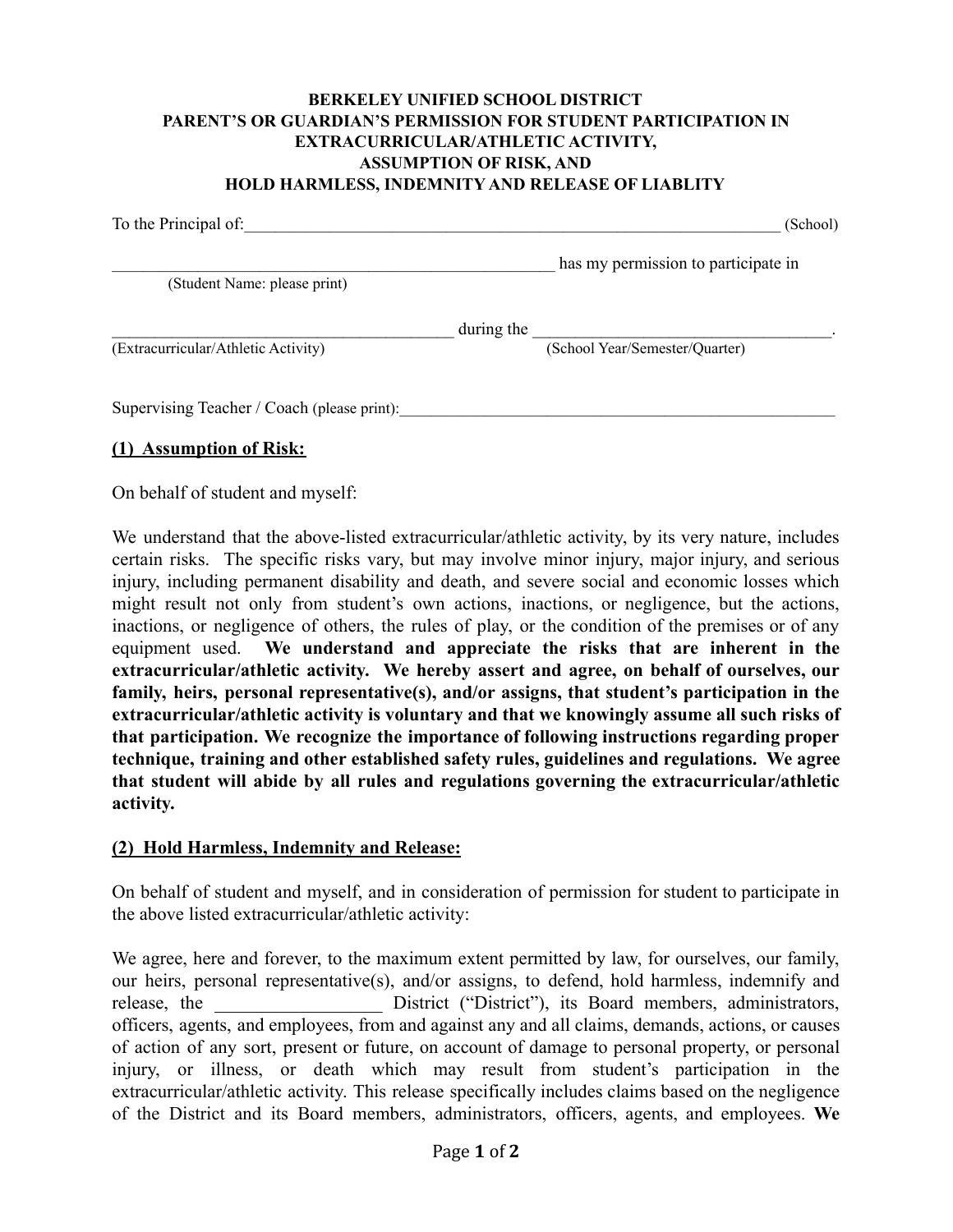**BERKELEY UNIFIED SCHOOL DISTRICT**
**PARENT'S OR GUARDIAN'S PERMISSION FOR STUDENT PARTICIPATION IN EXTRACURRICULAR/ATHLETIC ACTIVITY,**
**ASSUMPTION OF RISK, AND**
**HOLD HARMLESS, INDEMNITY AND RELEASE OF LIABLITY**

To the Principal of:_________________________________________________________________ (School)

_______________________________________________________ has my permission to participate in
(Student Name: please print)

___________________________________________ during the ____________________________________.
(Extracurricular/Athletic Activity) (School Year/Semester/Quarter)

Supervising Teacher / Coach (please print):_______________________________________________________

**(1) Assumption of Risk:**

On behalf of student and myself:

We understand that the above-listed extracurricular/athletic activity, by its very nature, includes certain risks. The specific risks vary, but may involve minor injury, major injury, and serious injury, including permanent disability and death, and severe social and economic losses which might result not only from student's own actions, inactions, or negligence, but the actions, inactions, or negligence of others, the rules of play, or the condition of the premises or of any equipment used. **We understand and appreciate the risks that are inherent in the extracurricular/athletic activity. We hereby assert and agree, on behalf of ourselves, our family, heirs, personal representative(s), and/or assigns, that student's participation in the extracurricular/athletic activity is voluntary and that we knowingly assume all such risks of that participation. We recognize the importance of following instructions regarding proper technique, training and other established safety rules, guidelines and regulations. We agree that student will abide by all rules and regulations governing the extracurricular/athletic activity.**

**(2) Hold Harmless, Indemnity and Release:**

On behalf of student and myself, and in consideration of permission for student to participate in the above listed extracurricular/athletic activity:

We agree, here and forever, to the maximum extent permitted by law, for ourselves, our family, our heirs, personal representative(s), and/or assigns, to defend, hold harmless, indemnify and release, the __________________ District ("District"), its Board members, administrators, officers, agents, and employees, from and against any and all claims, demands, actions, or causes of action of any sort, present or future, on account of damage to personal property, or personal injury, or illness, or death which may result from student's participation in the extracurricular/athletic activity. This release specifically includes claims based on the negligence of the District and its Board members, administrators, officers, agents, and employees. **We**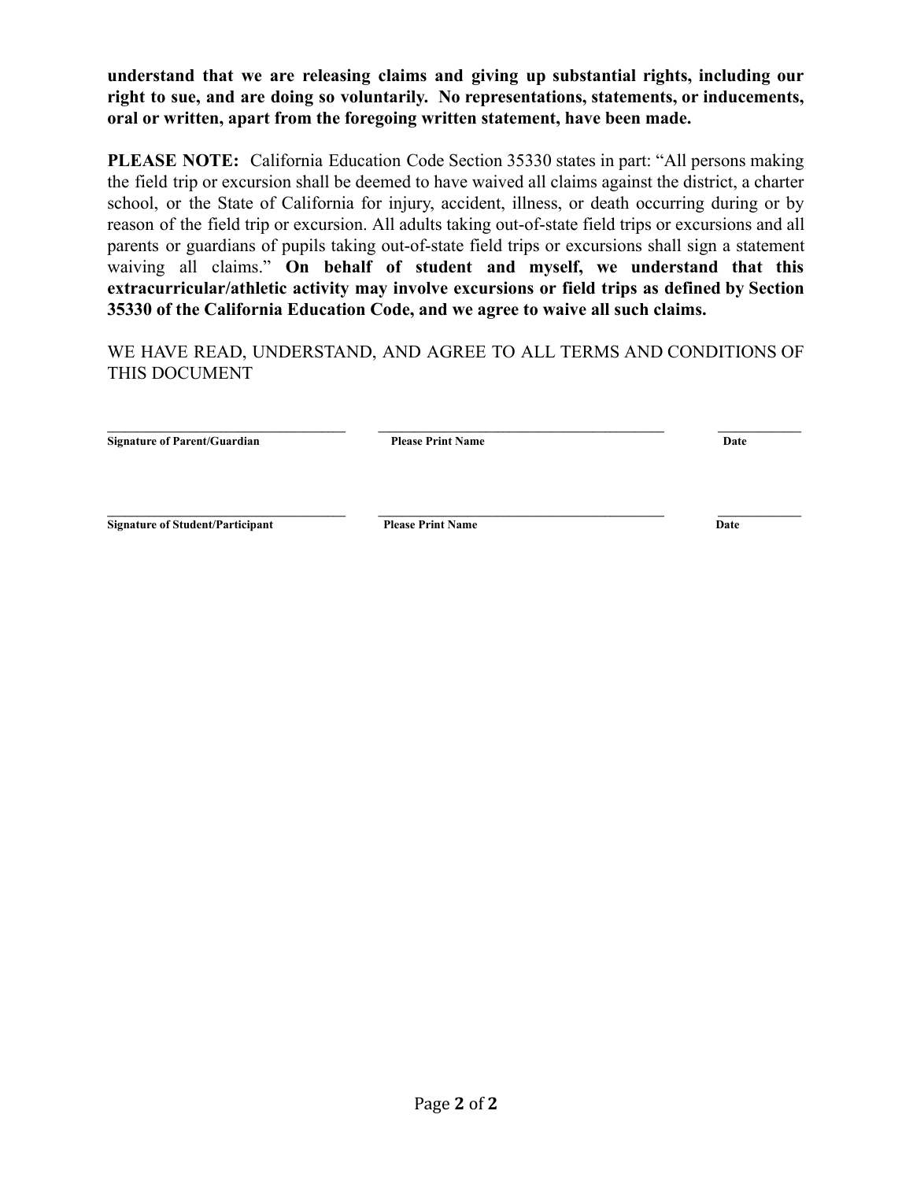**understand that we are releasing claims and giving up substantial rights, including our right to sue, and are doing so voluntarily. No representations, statements, or inducements, oral or written, apart from the foregoing written statement, have been made.**

**PLEASE NOTE:** California Education Code Section 35330 states in part: "All persons making the field trip or excursion shall be deemed to have waived all claims against the district, a charter school, or the State of California for injury, accident, illness, or death occurring during or by reason of the field trip or excursion. All adults taking out-of-state field trips or excursions and all parents or guardians of pupils taking out-of-state field trips or excursions shall sign a statement waiving all claims." **On behalf of student and myself, we understand that this extracurricular/athletic activity may involve excursions or field trips as defined by Section 35330 of the California Education Code, and we agree to waive all such claims.**

WE HAVE READ, UNDERSTAND, AND AGREE TO ALL TERMS AND CONDITIONS OF THIS DOCUMENT

| | | |
|---|---|---|
| ______________________________ | ______________________________ | __________ |
| **Signature of Parent/Guardian** | **Please Print Name** | **Date** |
| ______________________________ | ______________________________ | __________ |
| **Signature of Student/Participant** | **Please Print Name** | **Date** |